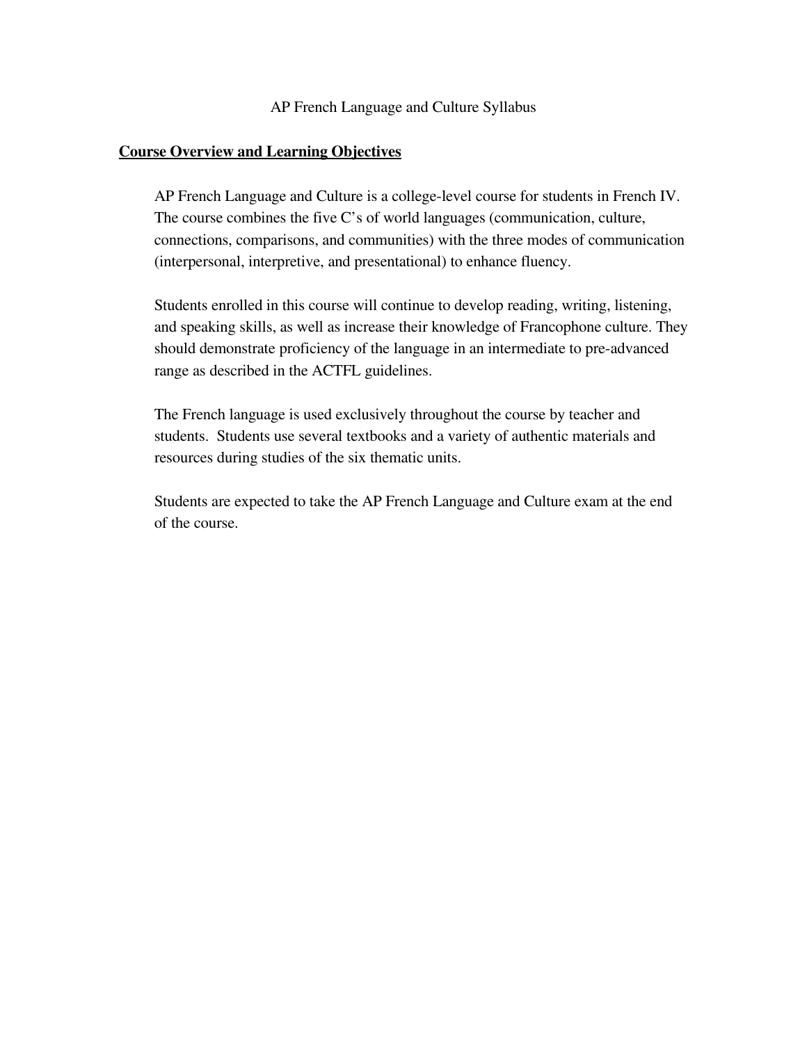# AP French Language and Culture Syllabus

## Course Overview and Learning Objectives

AP French Language and Culture is a college-level course for students in French IV. The course combines the five C's of world languages (communication, culture, connections, comparisons, and communities) with the three modes of communication (interpersonal, interpretive, and presentational) to enhance fluency.

Students enrolled in this course will continue to develop reading, writing, listening, and speaking skills, as well as increase their knowledge of Francophone culture. They should demonstrate proficiency of the language in an intermediate to pre-advanced range as described in the ACTFL guidelines.

The French language is used exclusively throughout the course by teacher and students. Students use several textbooks and a variety of authentic materials and resources during studies of the six thematic units.

Students are expected to take the AP French Language and Culture exam at the end of the course.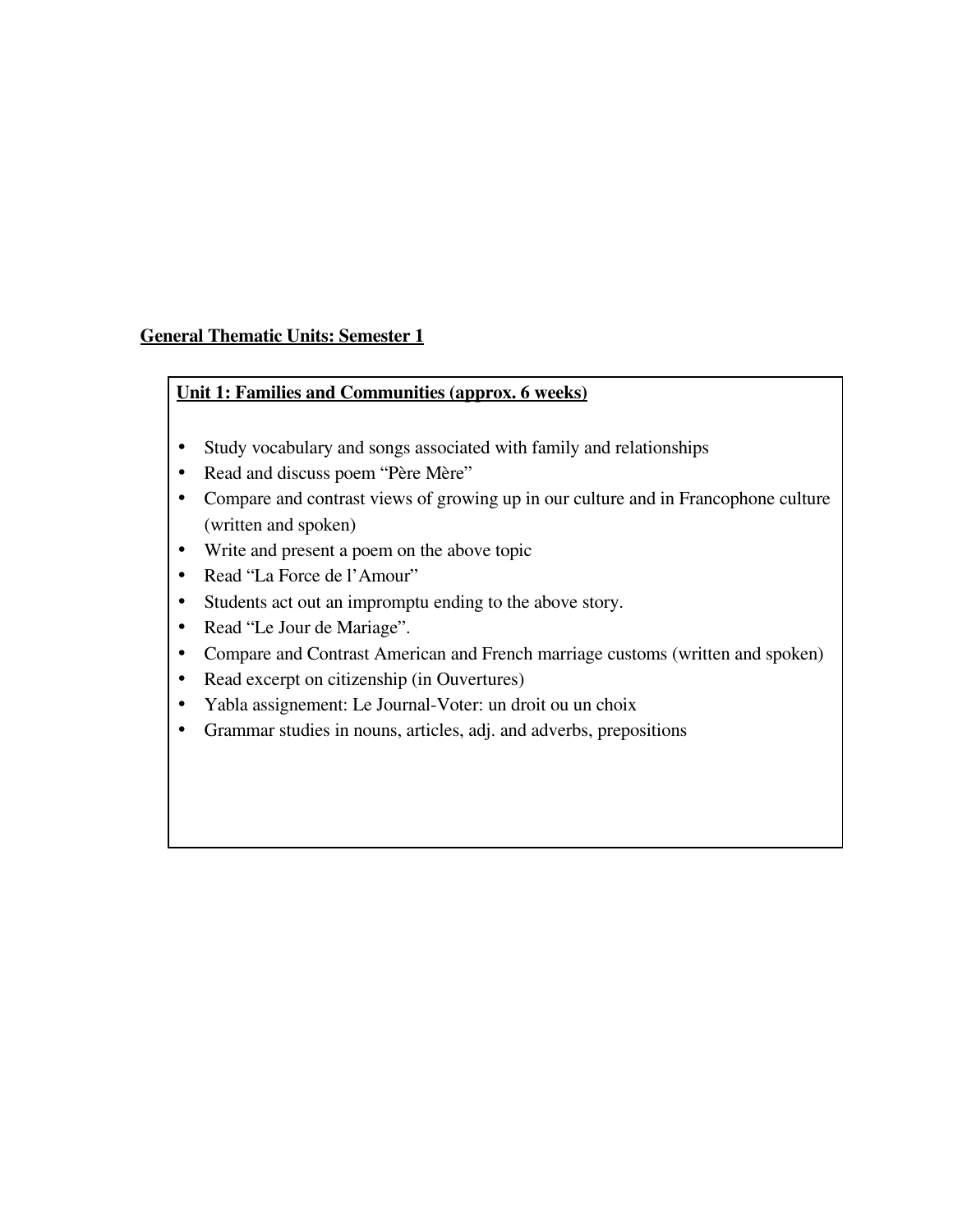## General Thematic Units: Semester 1

### Unit 1: Families and Communities (approx. 6 weeks)

- Study vocabulary and songs associated with family and relationships
- Read and discuss poem "Père Mère"
- Compare and contrast views of growing up in our culture and in Francophone culture (written and spoken)
- Write and present a poem on the above topic
- Read "La Force de l'Amour"
- Students act out an impromptu ending to the above story.
- Read "Le Jour de Mariage".
- Compare and Contrast American and French marriage customs (written and spoken)
- Read excerpt on citizenship (in Ouvertures)
- Yabla assignement: Le Journal-Voter: un droit ou un choix
- Grammar studies in nouns, articles, adj. and adverbs, prepositions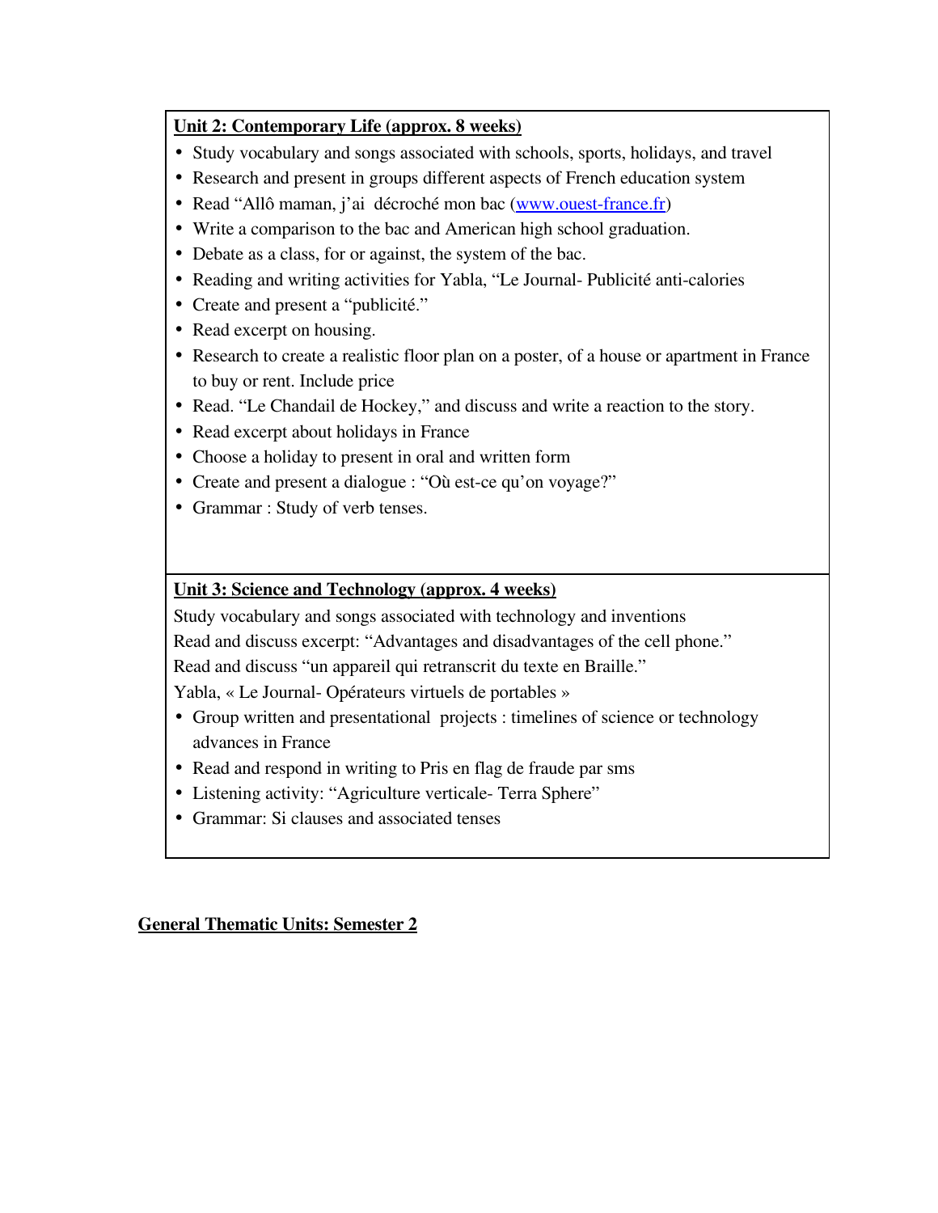**Unit 2: Contemporary Life (approx. 8 weeks)**

- Study vocabulary and songs associated with schools, sports, holidays, and travel
- Research and present in groups different aspects of French education system
- Read "Allô maman, j'ai décroché mon bac (www.ouest-france.fr)
- Write a comparison to the bac and American high school graduation.
- Debate as a class, for or against, the system of the bac.
- Reading and writing activities for Yabla, "Le Journal- Publicité anti-calories
- Create and present a "publicité."
- Read excerpt on housing.
- Research to create a realistic floor plan on a poster, of a house or apartment in France to buy or rent. Include price
- Read. "Le Chandail de Hockey," and discuss and write a reaction to the story.
- Read excerpt about holidays in France
- Choose a holiday to present in oral and written form
- Create and present a dialogue : "Où est-ce qu'on voyage?"
- Grammar : Study of verb tenses.

**Unit 3: Science and Technology (approx. 4 weeks)**

Study vocabulary and songs associated with technology and inventions

Read and discuss excerpt: "Advantages and disadvantages of the cell phone."

Read and discuss "un appareil qui retranscrit du texte en Braille."

Yabla, « Le Journal- Opérateurs virtuels de portables »

- Group written and presentational projects : timelines of science or technology advances in France
- Read and respond in writing to Pris en flag de fraude par sms
- Listening activity: "Agriculture verticale- Terra Sphere"
- Grammar: Si clauses and associated tenses

**General Thematic Units: Semester 2**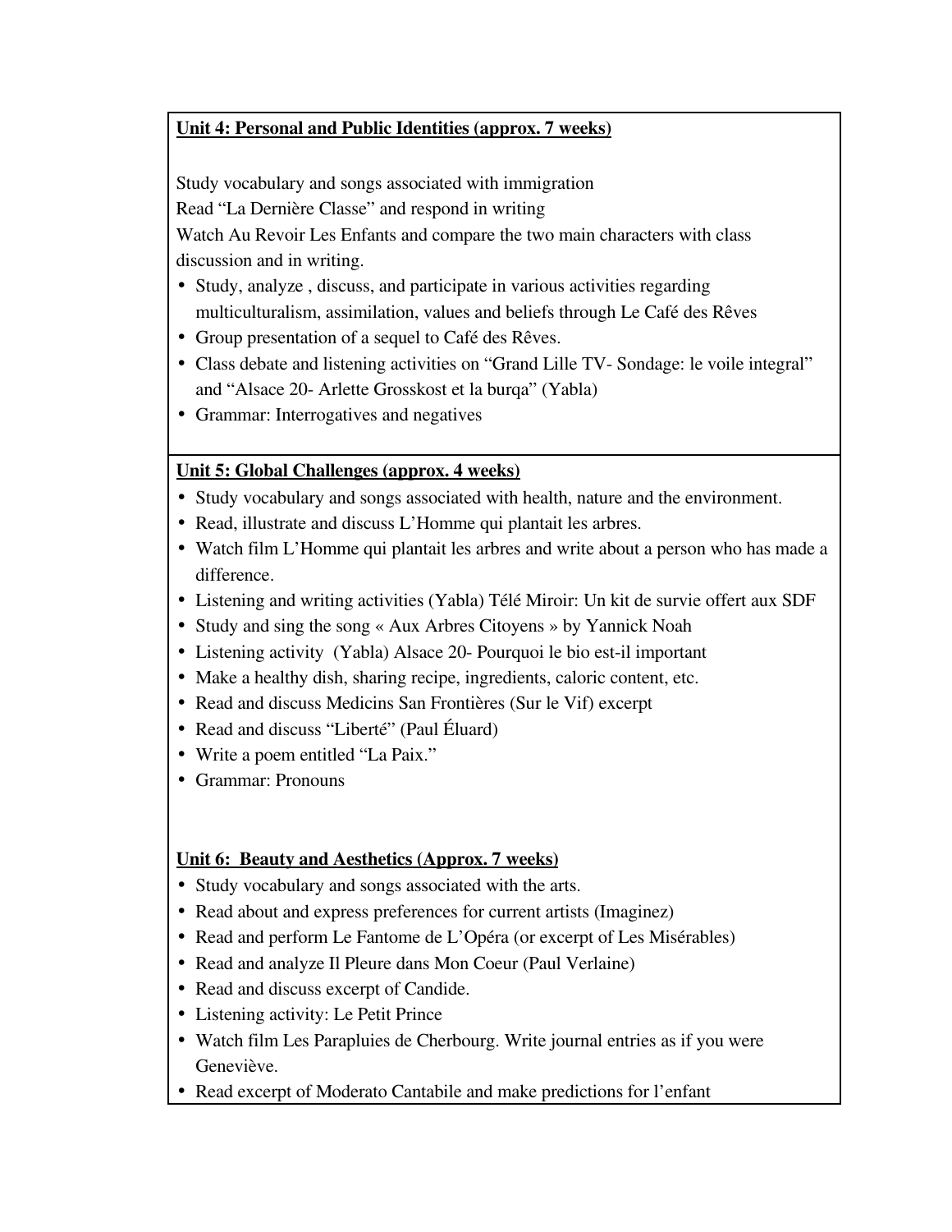**Unit 4: Personal and Public Identities (approx. 7 weeks)**

Study vocabulary and songs associated with immigration
Read "La Dernière Classe" and respond in writing
Watch Au Revoir Les Enfants and compare the two main characters with class discussion and in writing.

- Study, analyze , discuss, and participate in various activities regarding multiculturalism, assimilation, values and beliefs through Le Café des Rêves
- Group presentation of a sequel to Café des Rêves.
- Class debate and listening activities on "Grand Lille TV- Sondage: le voile integral" and "Alsace 20- Arlette Grosskost et la burqa" (Yabla)
- Grammar: Interrogatives and negatives

**Unit 5: Global Challenges (approx. 4 weeks)**

- Study vocabulary and songs associated with health, nature and the environment.
- Read, illustrate and discuss L'Homme qui plantait les arbres.
- Watch film L'Homme qui plantait les arbres and write about a person who has made a difference.
- Listening and writing activities (Yabla) Télé Miroir: Un kit de survie offert aux SDF
- Study and sing the song « Aux Arbres Citoyens » by Yannick Noah
- Listening activity (Yabla) Alsace 20- Pourquoi le bio est-il important
- Make a healthy dish, sharing recipe, ingredients, caloric content, etc.
- Read and discuss Medicins San Frontières (Sur le Vif) excerpt
- Read and discuss "Liberté" (Paul Éluard)
- Write a poem entitled "La Paix."
- Grammar: Pronouns

**Unit 6: Beauty and Aesthetics (Approx. 7 weeks)**

- Study vocabulary and songs associated with the arts.
- Read about and express preferences for current artists (Imaginez)
- Read and perform Le Fantome de L'Opéra (or excerpt of Les Misérables)
- Read and analyze Il Pleure dans Mon Coeur (Paul Verlaine)
- Read and discuss excerpt of Candide.
- Listening activity: Le Petit Prince
- Watch film Les Parapluies de Cherbourg. Write journal entries as if you were Geneviève.
- Read excerpt of Moderato Cantabile and make predictions for l'enfant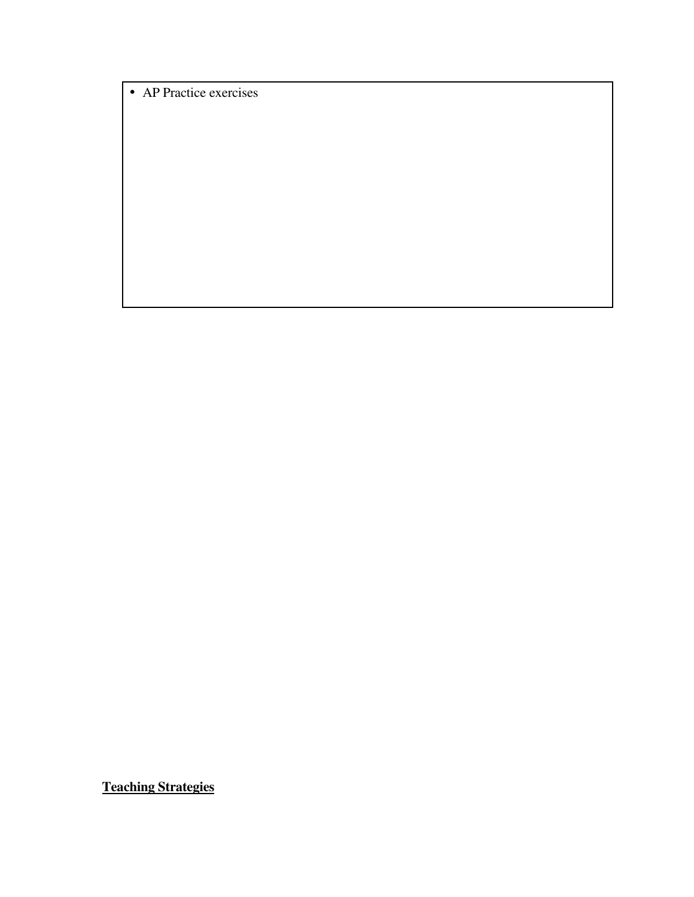- AP Practice exercises

**Teaching Strategies**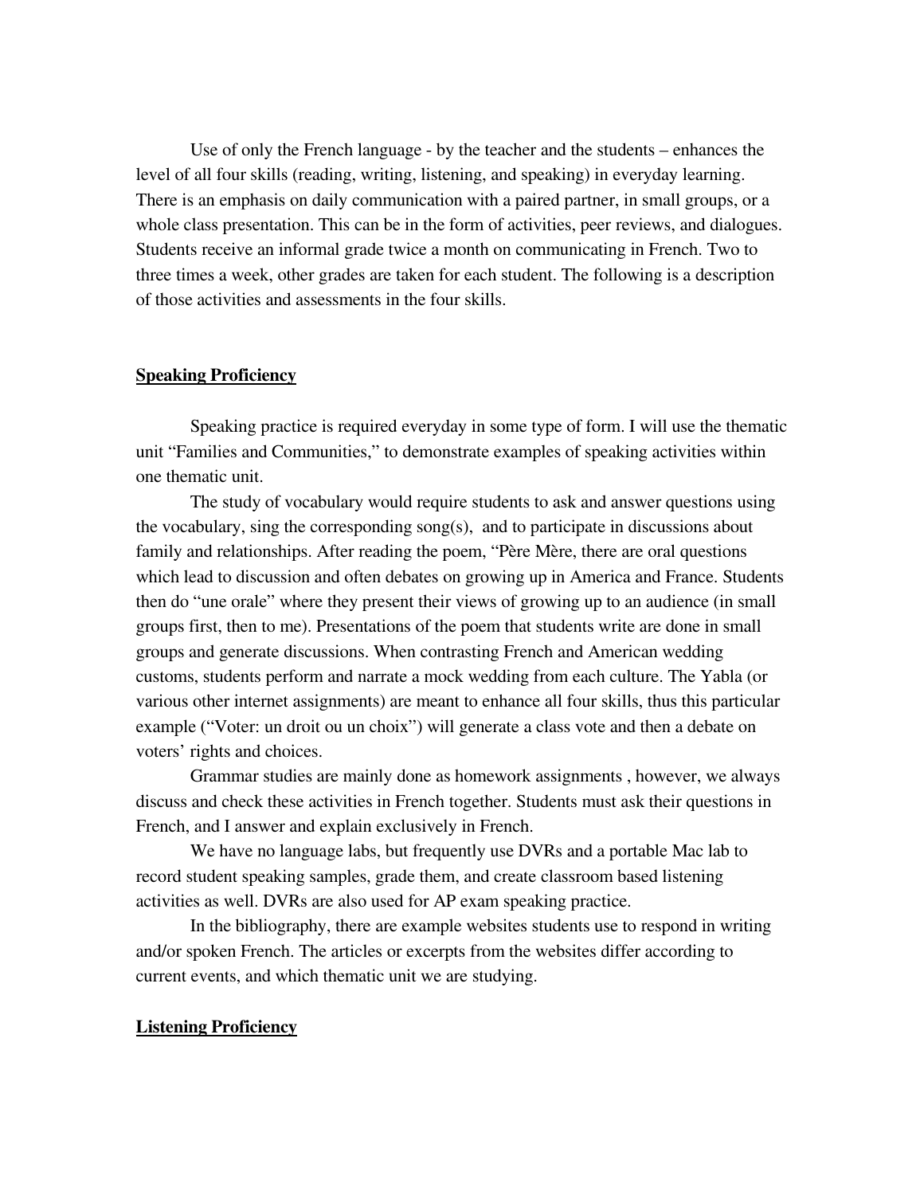Use of only the French language - by the teacher and the students – enhances the level of all four skills (reading, writing, listening, and speaking) in everyday learning. There is an emphasis on daily communication with a paired partner, in small groups, or a whole class presentation. This can be in the form of activities, peer reviews, and dialogues. Students receive an informal grade twice a month on communicating in French. Two to three times a week, other grades are taken for each student. The following is a description of those activities and assessments in the four skills.

## Speaking Proficiency

Speaking practice is required everyday in some type of form. I will use the thematic unit "Families and Communities," to demonstrate examples of speaking activities within one thematic unit.

The study of vocabulary would require students to ask and answer questions using the vocabulary, sing the corresponding song(s), and to participate in discussions about family and relationships. After reading the poem, "Père Mère, there are oral questions which lead to discussion and often debates on growing up in America and France. Students then do "une orale" where they present their views of growing up to an audience (in small groups first, then to me). Presentations of the poem that students write are done in small groups and generate discussions. When contrasting French and American wedding customs, students perform and narrate a mock wedding from each culture. The Yabla (or various other internet assignments) are meant to enhance all four skills, thus this particular example ("Voter: un droit ou un choix") will generate a class vote and then a debate on voters' rights and choices.

Grammar studies are mainly done as homework assignments , however, we always discuss and check these activities in French together. Students must ask their questions in French, and I answer and explain exclusively in French.

We have no language labs, but frequently use DVRs and a portable Mac lab to record student speaking samples, grade them, and create classroom based listening activities as well. DVRs are also used for AP exam speaking practice.

In the bibliography, there are example websites students use to respond in writing and/or spoken French. The articles or excerpts from the websites differ according to current events, and which thematic unit we are studying.

## Listening Proficiency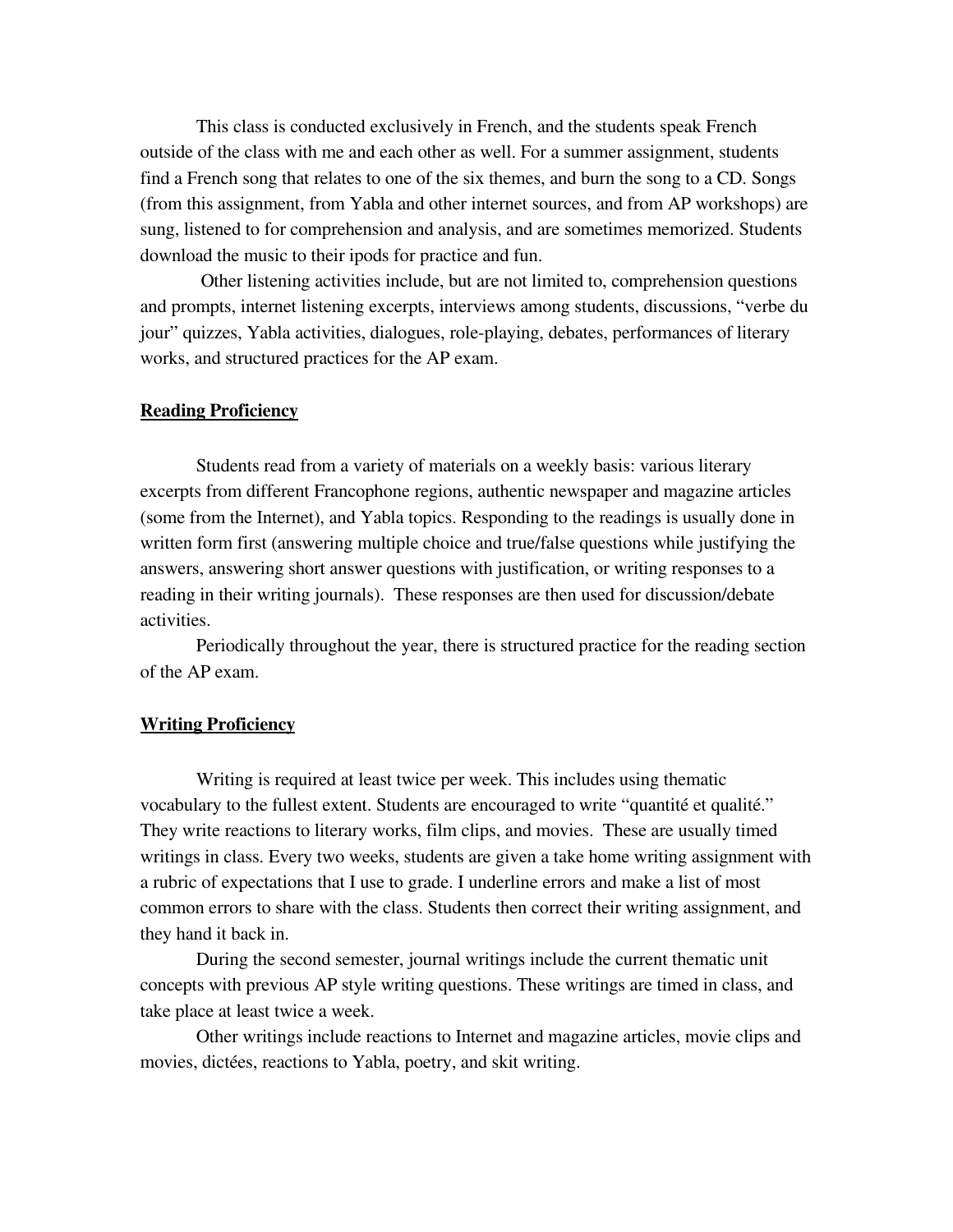This class is conducted exclusively in French, and the students speak French outside of the class with me and each other as well. For a summer assignment, students find a French song that relates to one of the six themes, and burn the song to a CD. Songs (from this assignment, from Yabla and other internet sources, and from AP workshops) are sung, listened to for comprehension and analysis, and are sometimes memorized. Students download the music to their ipods for practice and fun.

Other listening activities include, but are not limited to, comprehension questions and prompts, internet listening excerpts, interviews among students, discussions, "verbe du jour" quizzes, Yabla activities, dialogues, role-playing, debates, performances of literary works, and structured practices for the AP exam.

## Reading Proficiency

Students read from a variety of materials on a weekly basis: various literary excerpts from different Francophone regions, authentic newspaper and magazine articles (some from the Internet), and Yabla topics. Responding to the readings is usually done in written form first (answering multiple choice and true/false questions while justifying the answers, answering short answer questions with justification, or writing responses to a reading in their writing journals). These responses are then used for discussion/debate activities.

Periodically throughout the year, there is structured practice for the reading section of the AP exam.

## Writing Proficiency

Writing is required at least twice per week. This includes using thematic vocabulary to the fullest extent. Students are encouraged to write "quantité et qualité." They write reactions to literary works, film clips, and movies. These are usually timed writings in class. Every two weeks, students are given a take home writing assignment with a rubric of expectations that I use to grade. I underline errors and make a list of most common errors to share with the class. Students then correct their writing assignment, and they hand it back in.

During the second semester, journal writings include the current thematic unit concepts with previous AP style writing questions. These writings are timed in class, and take place at least twice a week.

Other writings include reactions to Internet and magazine articles, movie clips and movies, dictées, reactions to Yabla, poetry, and skit writing.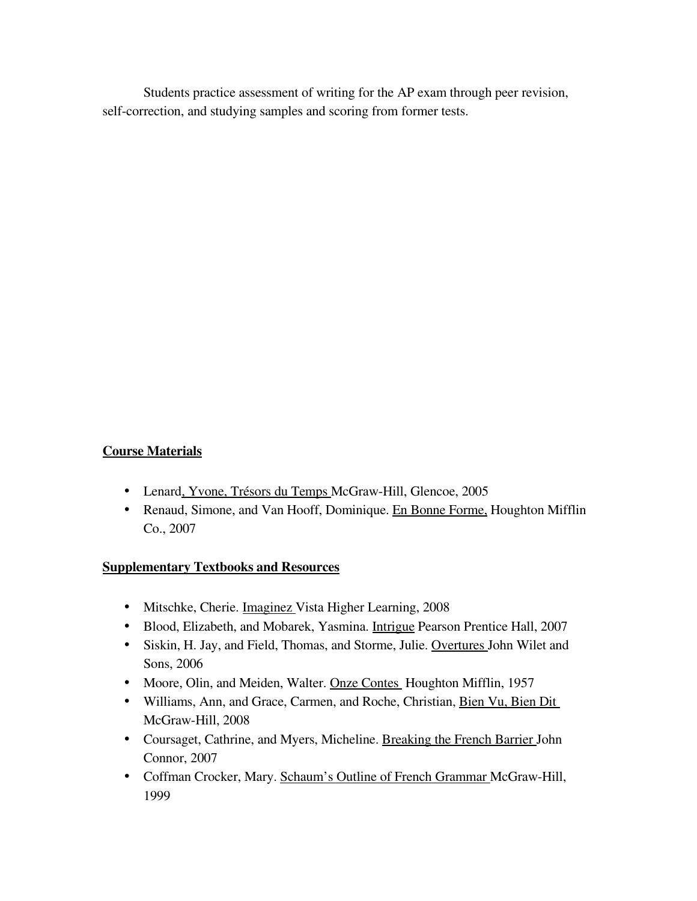Students practice assessment of writing for the AP exam through peer revision, self-correction, and studying samples and scoring from former tests.

**Course Materials**

- Lenard, Yvone, Trésors du Temps McGraw-Hill, Glencoe, 2005
- Renaud, Simone, and Van Hooff, Dominique. En Bonne Forme, Houghton Mifflin Co., 2007

**Supplementary Textbooks and Resources**

- Mitschke, Cherie. Imaginez Vista Higher Learning, 2008
- Blood, Elizabeth, and Mobarek, Yasmina. Intrigue Pearson Prentice Hall, 2007
- Siskin, H. Jay, and Field, Thomas, and Storme, Julie. Overtures John Wilet and Sons, 2006
- Moore, Olin, and Meiden, Walter. Onze Contes Houghton Mifflin, 1957
- Williams, Ann, and Grace, Carmen, and Roche, Christian, Bien Vu, Bien Dit McGraw-Hill, 2008
- Coursaget, Cathrine, and Myers, Micheline. Breaking the French Barrier John Connor, 2007
- Coffman Crocker, Mary. Schaum's Outline of French Grammar McGraw-Hill, 1999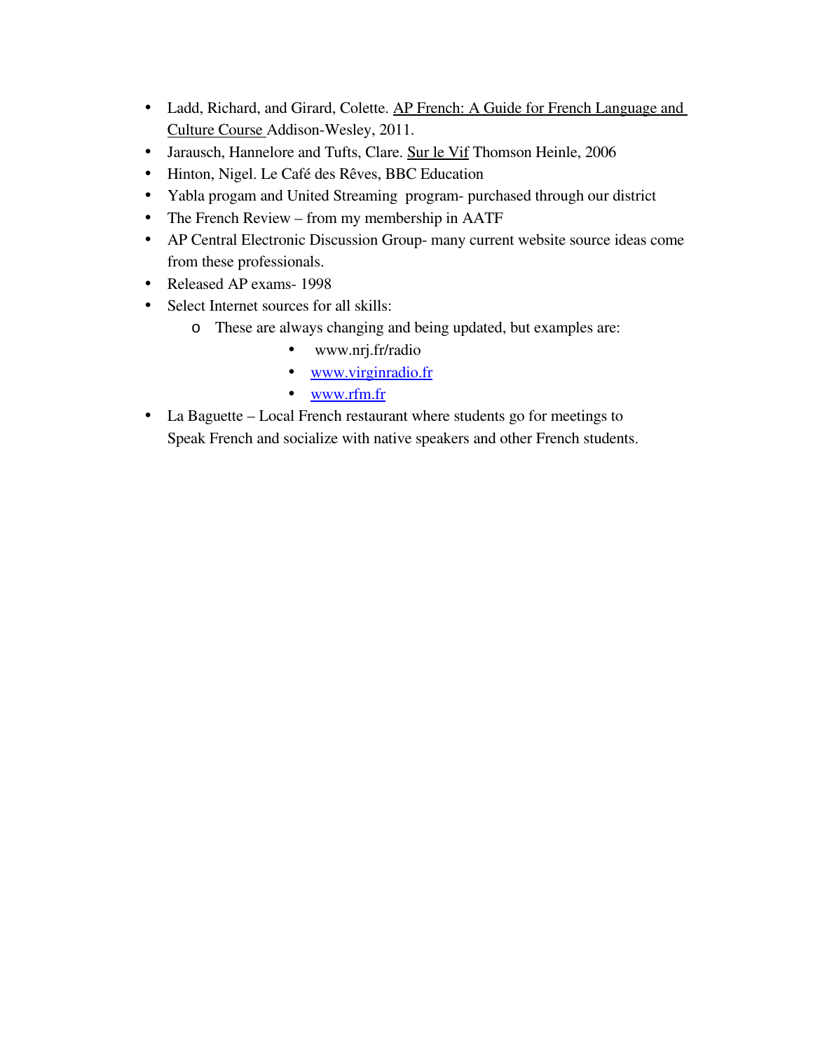- Ladd, Richard, and Girard, Colette. AP French: A Guide for French Language and Culture Course Addison-Wesley, 2011.
- Jarausch, Hannelore and Tufts, Clare. Sur le Vif Thomson Heinle, 2006
- Hinton, Nigel. Le Café des Rêves, BBC Education
- Yabla progam and United Streaming program- purchased through our district
- The French Review – from my membership in AATF
- AP Central Electronic Discussion Group- many current website source ideas come from these professionals.
- Released AP exams- 1998
- Select Internet sources for all skills:
  - These are always changing and being updated, but examples are:
    - www.nrj.fr/radio
    - www.virginradio.fr
    - www.rfm.fr
- La Baguette – Local French restaurant where students go for meetings to Speak French and socialize with native speakers and other French students.